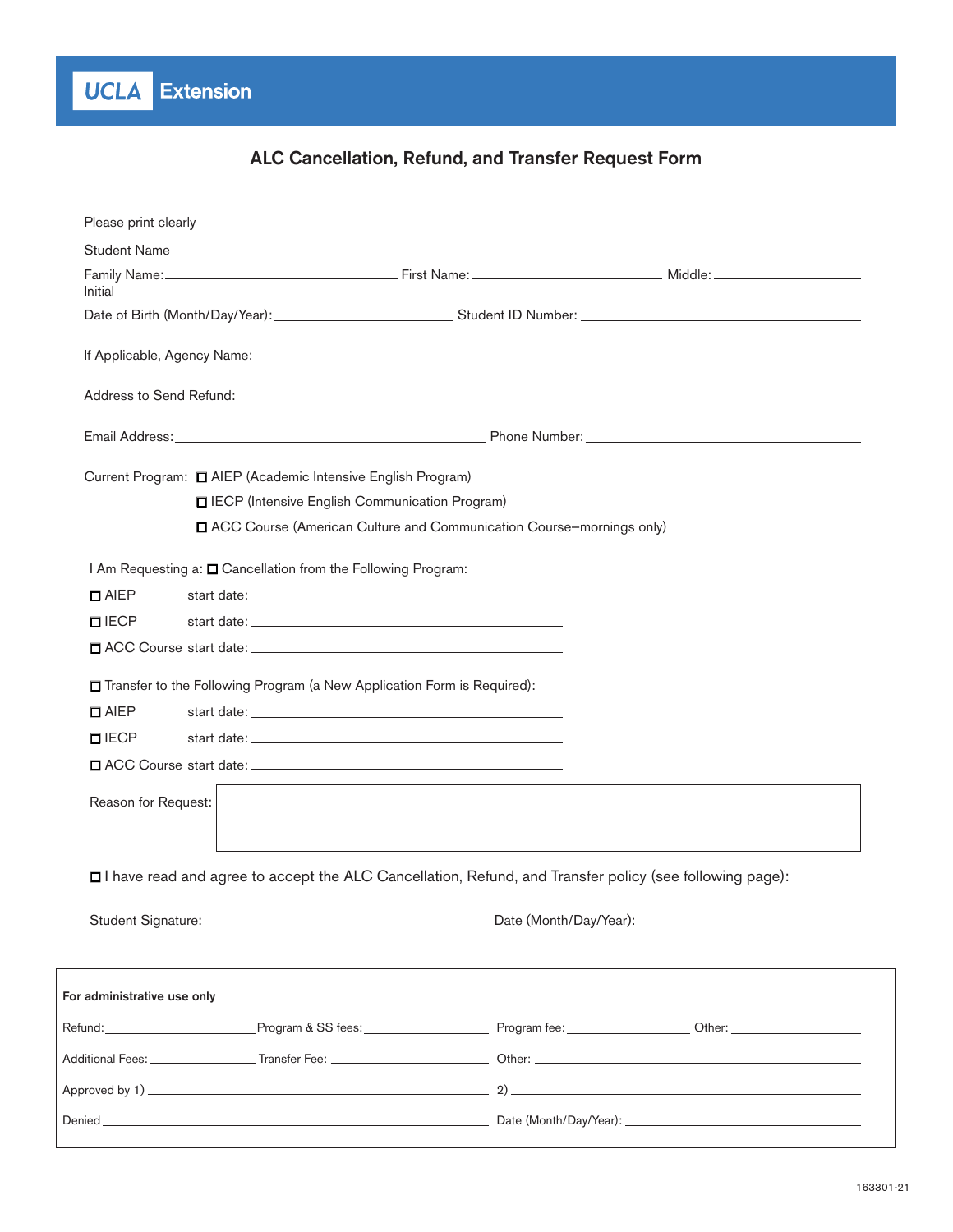UCLA Extension

# ALC Cancellation, Refund, and Transfer Request Form

Please print clearly

Student Name

Family Name: \_\_\_\_\_\_\_\_\_\_\_\_\_\_\_\_\_\_\_\_ First Name: \_\_\_\_\_\_\_\_\_\_\_\_\_\_\_\_\_\_\_\_ Middle: \_\_\_\_\_\_\_\_\_\_\_\_\_\_\_\_\_\_\_\_
Initial

Date of Birth (Month/Day/Year): \_\_\_\_\_\_\_\_\_\_\_\_\_\_\_\_\_\_\_\_ Student ID Number: \_\_\_\_\_\_\_\_\_\_\_\_\_\_\_\_\_\_\_\_

If Applicable, Agency Name: \_\_\_\_\_\_\_\_\_\_\_\_\_\_\_\_\_\_\_\_

Address to Send Refund: \_\_\_\_\_\_\_\_\_\_\_\_\_\_\_\_\_\_\_\_

Email Address: \_\_\_\_\_\_\_\_\_\_\_\_\_\_\_\_\_\_\_\_ Phone Number: \_\_\_\_\_\_\_\_\_\_\_\_\_\_\_\_\_\_\_\_

Current Program:
- ☐ AIEP (Academic Intensive English Program)
- ☐ IECP (Intensive English Communication Program)
- ☐ ACC Course (American Culture and Communication Course–mornings only)

I Am Requesting a: ☐ Cancellation from the Following Program:
- ☐ AIEP start date: \_\_\_\_\_\_\_\_\_\_\_\_\_\_\_\_\_\_\_\_
- ☐ IECP start date: \_\_\_\_\_\_\_\_\_\_\_\_\_\_\_\_\_\_\_\_
- ☐ ACC Course start date: \_\_\_\_\_\_\_\_\_\_\_\_\_\_\_\_\_\_\_\_

☐ Transfer to the Following Program (a New Application Form is Required):
- ☐ AIEP start date: \_\_\_\_\_\_\_\_\_\_\_\_\_\_\_\_\_\_\_\_
- ☐ IECP start date: \_\_\_\_\_\_\_\_\_\_\_\_\_\_\_\_\_\_\_\_
- ☐ ACC Course start date: \_\_\_\_\_\_\_\_\_\_\_\_\_\_\_\_\_\_\_\_

Reason for Request:

☐ I have read and agree to accept the ALC Cancellation, Refund, and Transfer policy (see following page):

Student Signature: \_\_\_\_\_\_\_\_\_\_\_\_\_\_\_\_\_\_\_\_ Date (Month/Day/Year): \_\_\_\_\_\_\_\_\_\_\_\_\_\_\_\_\_\_\_\_

**For administrative use only**

Refund: \_\_\_\_\_\_\_\_\_\_ Program & SS fees: \_\_\_\_\_\_\_\_\_\_ Program fee: \_\_\_\_\_\_\_\_\_\_ Other: \_\_\_\_\_\_\_\_\_\_

Additional Fees: \_\_\_\_\_\_\_\_\_\_ Transfer Fee: \_\_\_\_\_\_\_\_\_\_ Other: \_\_\_\_\_\_\_\_\_\_

Approved by 1) \_\_\_\_\_\_\_\_\_\_\_\_\_\_\_\_\_\_\_\_ 2) \_\_\_\_\_\_\_\_\_\_\_\_\_\_\_\_\_\_\_\_

Denied \_\_\_\_\_\_\_\_\_\_\_\_\_\_\_\_\_\_\_\_ Date (Month/Day/Year): \_\_\_\_\_\_\_\_\_\_\_\_\_\_\_\_\_\_\_\_

163301-21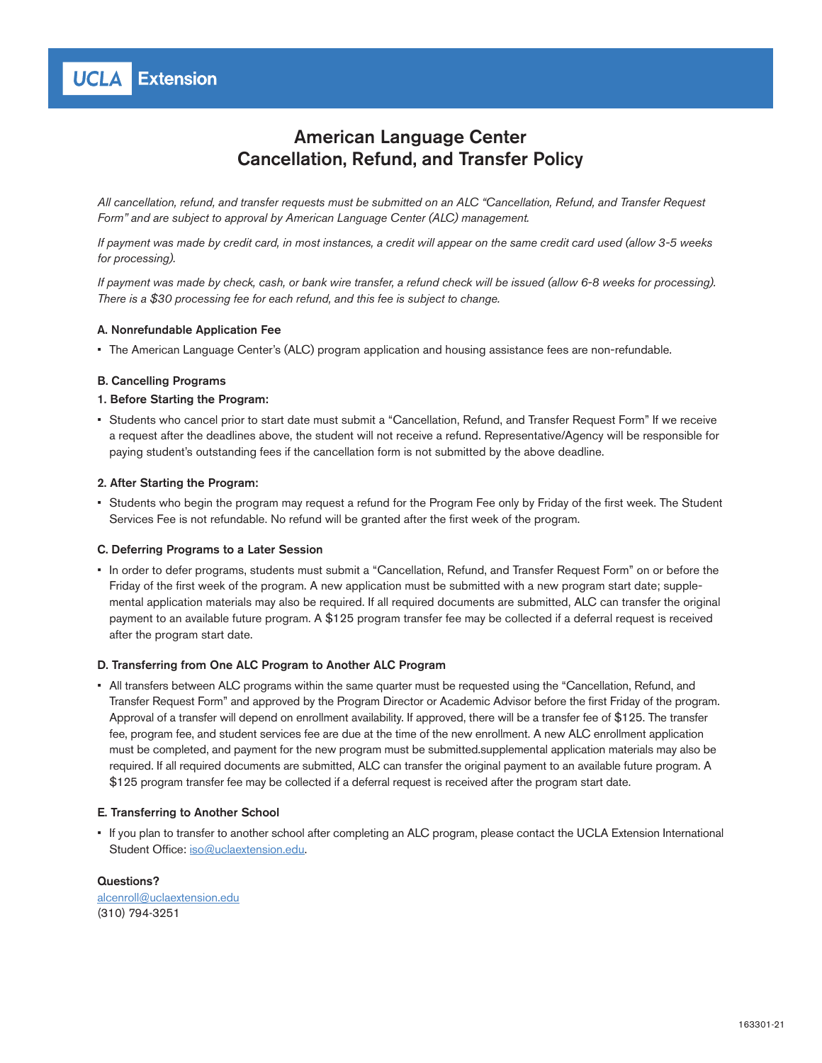UCLA Extension

# American Language Center Cancellation, Refund, and Transfer Policy

*All cancellation, refund, and transfer requests must be submitted on an ALC "Cancellation, Refund, and Transfer Request Form" and are subject to approval by American Language Center (ALC) management.*

*If payment was made by credit card, in most instances, a credit will appear on the same credit card used (allow 3-5 weeks for processing).*

*If payment was made by check, cash, or bank wire transfer, a refund check will be issued (allow 6-8 weeks for processing). There is a $30 processing fee for each refund, and this fee is subject to change.*

### A. Nonrefundable Application Fee

- The American Language Center's (ALC) program application and housing assistance fees are non-refundable.

### B. Cancelling Programs

#### 1. Before Starting the Program:

- Students who cancel prior to start date must submit a "Cancellation, Refund, and Transfer Request Form" If we receive a request after the deadlines above, the student will not receive a refund. Representative/Agency will be responsible for paying student's outstanding fees if the cancellation form is not submitted by the above deadline.

#### 2. After Starting the Program:

- Students who begin the program may request a refund for the Program Fee only by Friday of the first week. The Student Services Fee is not refundable. No refund will be granted after the first week of the program.

### C. Deferring Programs to a Later Session

- In order to defer programs, students must submit a "Cancellation, Refund, and Transfer Request Form" on or before the Friday of the first week of the program. A new application must be submitted with a new program start date; supplemental application materials may also be required. If all required documents are submitted, ALC can transfer the original payment to an available future program. A $125 program transfer fee may be collected if a deferral request is received after the program start date.

### D. Transferring from One ALC Program to Another ALC Program

- All transfers between ALC programs within the same quarter must be requested using the "Cancellation, Refund, and Transfer Request Form" and approved by the Program Director or Academic Advisor before the first Friday of the program. Approval of a transfer will depend on enrollment availability. If approved, there will be a transfer fee of $125. The transfer fee, program fee, and student services fee are due at the time of the new enrollment. A new ALC enrollment application must be completed, and payment for the new program must be submitted.supplemental application materials may also be required. If all required documents are submitted, ALC can transfer the original payment to an available future program. A $125 program transfer fee may be collected if a deferral request is received after the program start date.

### E. Transferring to Another School

- If you plan to transfer to another school after completing an ALC program, please contact the UCLA Extension International Student Office: iso@uclaextension.edu.

**Questions?**
alcenroll@uclaextension.edu
(310) 794-3251

163301-21